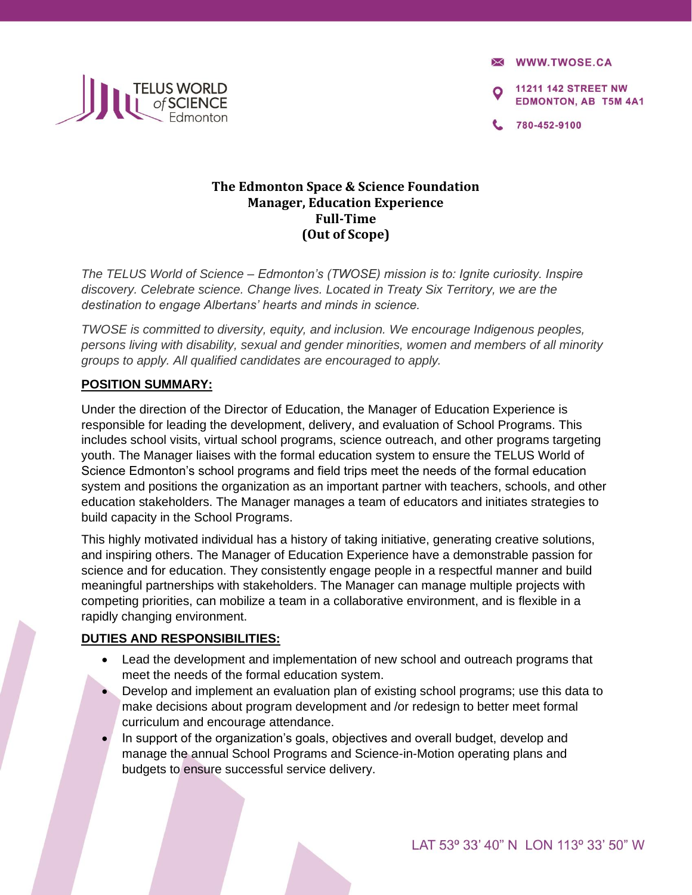WWW.TWOSE.CA

11211 142 STREET NW
EDMONTON, AB T5M 4A1

780-452-9100

# The Edmonton Space & Science Foundation
## Manager, Education Experience
## Full-Time
## (Out of Scope)

*The TELUS World of Science – Edmonton's (TWOSE) mission is to: Ignite curiosity. Inspire discovery. Celebrate science. Change lives. Located in Treaty Six Territory, we are the destination to engage Albertans' hearts and minds in science.*

*TWOSE is committed to diversity, equity, and inclusion. We encourage Indigenous peoples, persons living with disability, sexual and gender minorities, women and members of all minority groups to apply. All qualified candidates are encouraged to apply.*

**POSITION SUMMARY:**

Under the direction of the Director of Education, the Manager of Education Experience is responsible for leading the development, delivery, and evaluation of School Programs. This includes school visits, virtual school programs, science outreach, and other programs targeting youth. The Manager liaises with the formal education system to ensure the TELUS World of Science Edmonton's school programs and field trips meet the needs of the formal education system and positions the organization as an important partner with teachers, schools, and other education stakeholders. The Manager manages a team of educators and initiates strategies to build capacity in the School Programs.

This highly motivated individual has a history of taking initiative, generating creative solutions, and inspiring others. The Manager of Education Experience have a demonstrable passion for science and for education. They consistently engage people in a respectful manner and build meaningful partnerships with stakeholders. The Manager can manage multiple projects with competing priorities, can mobilize a team in a collaborative environment, and is flexible in a rapidly changing environment.

**DUTIES AND RESPONSIBILITIES:**

- Lead the development and implementation of new school and outreach programs that meet the needs of the formal education system.
- Develop and implement an evaluation plan of existing school programs; use this data to make decisions about program development and /or redesign to better meet formal curriculum and encourage attendance.
- In support of the organization's goals, objectives and overall budget, develop and manage the annual School Programs and Science-in-Motion operating plans and budgets to ensure successful service delivery.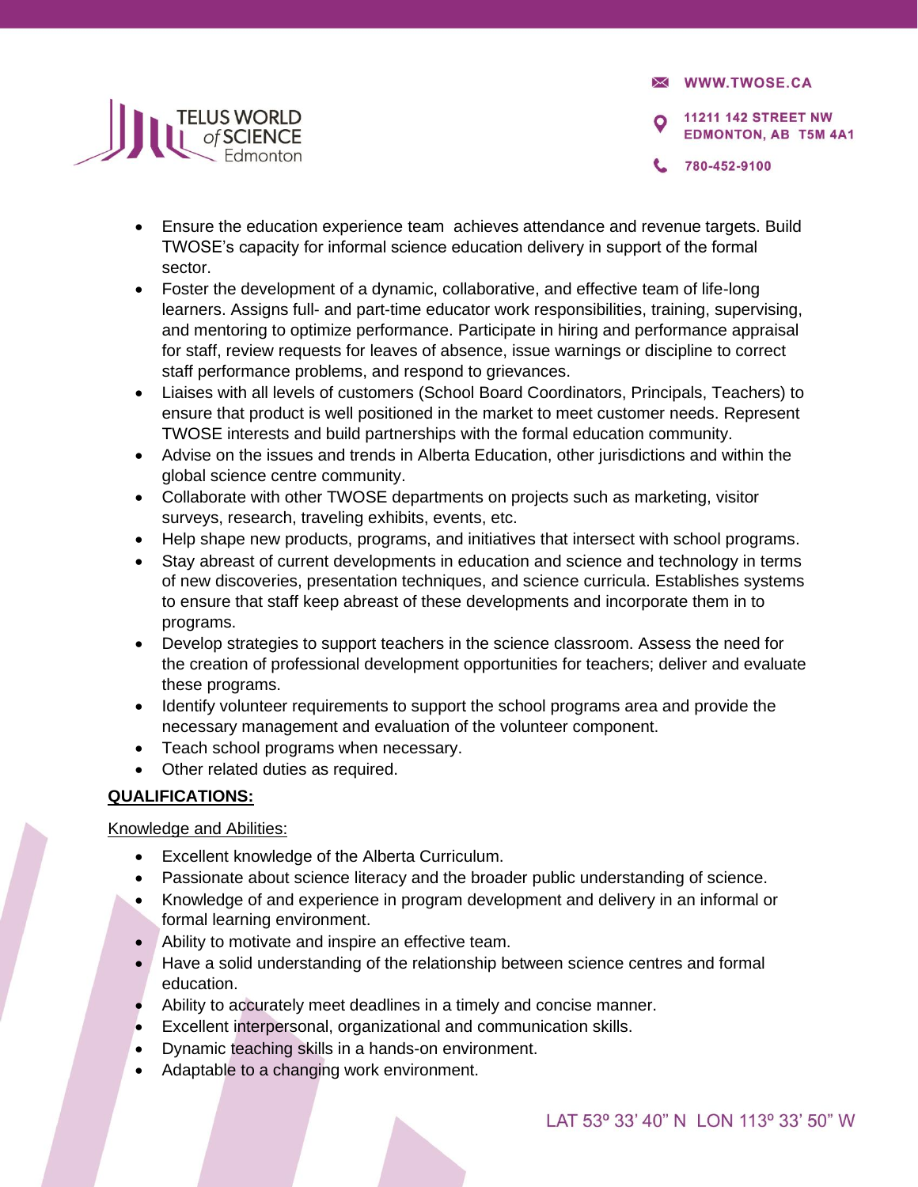- Ensure the education experience team  achieves attendance and revenue targets. Build TWOSE's capacity for informal science education delivery in support of the formal sector.
- Foster the development of a dynamic, collaborative, and effective team of life-long learners. Assigns full- and part-time educator work responsibilities, training, supervising, and mentoring to optimize performance. Participate in hiring and performance appraisal for staff, review requests for leaves of absence, issue warnings or discipline to correct staff performance problems, and respond to grievances.
- Liaises with all levels of customers (School Board Coordinators, Principals, Teachers) to ensure that product is well positioned in the market to meet customer needs. Represent TWOSE interests and build partnerships with the formal education community.
- Advise on the issues and trends in Alberta Education, other jurisdictions and within the global science centre community.
- Collaborate with other TWOSE departments on projects such as marketing, visitor surveys, research, traveling exhibits, events, etc.
- Help shape new products, programs, and initiatives that intersect with school programs.
- Stay abreast of current developments in education and science and technology in terms of new discoveries, presentation techniques, and science curricula. Establishes systems to ensure that staff keep abreast of these developments and incorporate them in to programs.
- Develop strategies to support teachers in the science classroom. Assess the need for the creation of professional development opportunities for teachers; deliver and evaluate these programs.
- Identify volunteer requirements to support the school programs area and provide the necessary management and evaluation of the volunteer component.
- Teach school programs when necessary.
- Other related duties as required.

**QUALIFICATIONS:**

Knowledge and Abilities:

- Excellent knowledge of the Alberta Curriculum.
- Passionate about science literacy and the broader public understanding of science.
- Knowledge of and experience in program development and delivery in an informal or formal learning environment.
- Ability to motivate and inspire an effective team.
- Have a solid understanding of the relationship between science centres and formal education.
- Ability to accurately meet deadlines in a timely and concise manner.
- Excellent interpersonal, organizational and communication skills.
- Dynamic teaching skills in a hands-on environment.
- Adaptable to a changing work environment.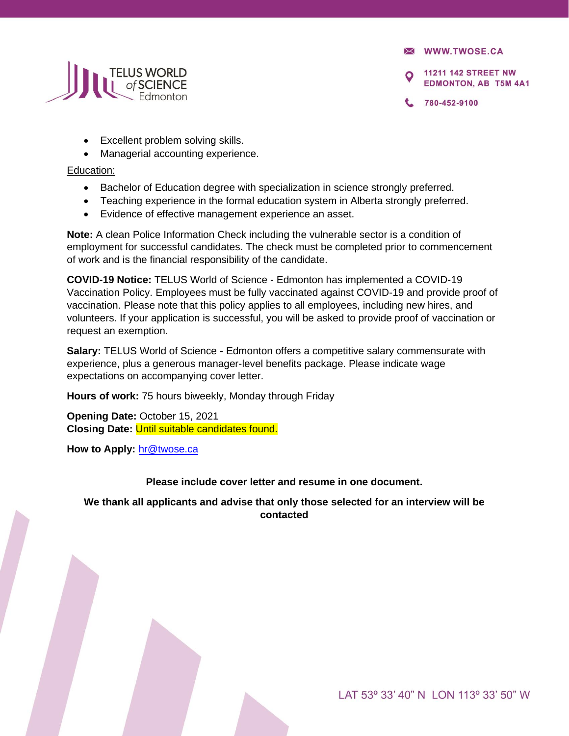- Excellent problem solving skills.
- Managerial accounting experience.

Education:

- Bachelor of Education degree with specialization in science strongly preferred.
- Teaching experience in the formal education system in Alberta strongly preferred.
- Evidence of effective management experience an asset.

**Note:** A clean Police Information Check including the vulnerable sector is a condition of employment for successful candidates. The check must be completed prior to commencement of work and is the financial responsibility of the candidate.

**COVID-19 Notice:** TELUS World of Science - Edmonton has implemented a COVID-19 Vaccination Policy. Employees must be fully vaccinated against COVID-19 and provide proof of vaccination. Please note that this policy applies to all employees, including new hires, and volunteers. If your application is successful, you will be asked to provide proof of vaccination or request an exemption.

**Salary:** TELUS World of Science - Edmonton offers a competitive salary commensurate with experience, plus a generous manager-level benefits package. Please indicate wage expectations on accompanying cover letter.

**Hours of work:** 75 hours biweekly, Monday through Friday

**Opening Date:** October 15, 2021
**Closing Date:** Until suitable candidates found.

**How to Apply:** hr@twose.ca

**Please include cover letter and resume in one document.**

**We thank all applicants and advise that only those selected for an interview will be contacted**